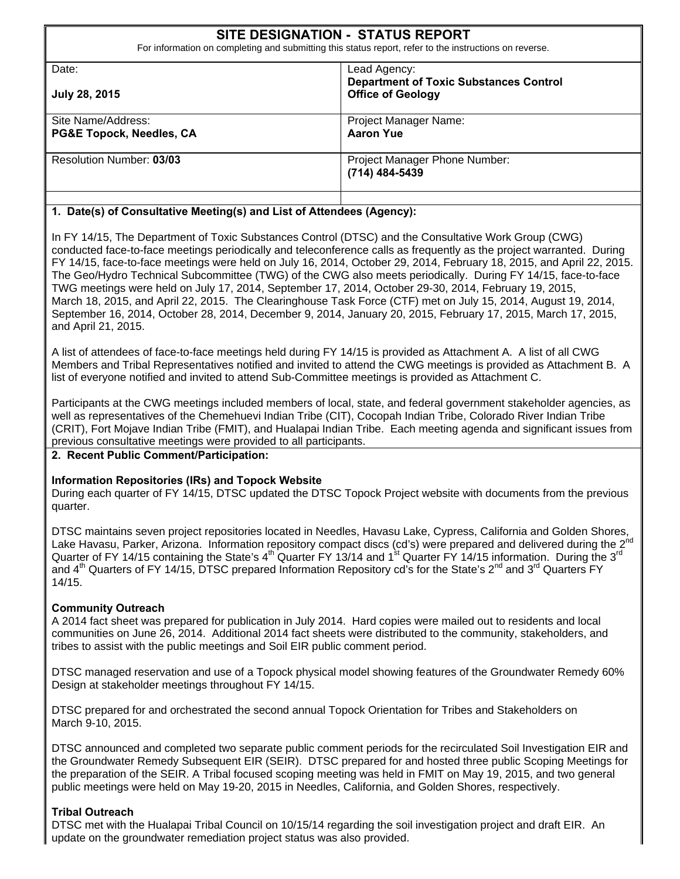# SITE DESIGNATION - STATUS REPORT

For information on completing and submitting this status report, refer to the instructions on reverse.

| Date: **July 28, 2015** | Lead Agency: **Department of Toxic Substances Control Office of Geology** |
|---|---|
| Site Name/Address: **PG&E Topock, Needles, CA** | Project Manager Name: **Aaron Yue** |
| Resolution Number: **03/03** | Project Manager Phone Number: **(714) 484-5439** |

## 1. Date(s) of Consultative Meeting(s) and List of Attendees (Agency):

In FY 14/15, The Department of Toxic Substances Control (DTSC) and the Consultative Work Group (CWG) conducted face-to-face meetings periodically and teleconference calls as frequently as the project warranted. During FY 14/15, face-to-face meetings were held on July 16, 2014, October 29, 2014, February 18, 2015, and April 22, 2015. The Geo/Hydro Technical Subcommittee (TWG) of the CWG also meets periodically. During FY 14/15, face-to-face TWG meetings were held on July 17, 2014, September 17, 2014, October 29-30, 2014, February 19, 2015, March 18, 2015, and April 22, 2015. The Clearinghouse Task Force (CTF) met on July 15, 2014, August 19, 2014, September 16, 2014, October 28, 2014, December 9, 2014, January 20, 2015, February 17, 2015, March 17, 2015, and April 21, 2015.

A list of attendees of face-to-face meetings held during FY 14/15 is provided as Attachment A. A list of all CWG Members and Tribal Representatives notified and invited to attend the CWG meetings is provided as Attachment B. A list of everyone notified and invited to attend Sub-Committee meetings is provided as Attachment C.

Participants at the CWG meetings included members of local, state, and federal government stakeholder agencies, as well as representatives of the Chemehuevi Indian Tribe (CIT), Cocopah Indian Tribe, Colorado River Indian Tribe (CRIT), Fort Mojave Indian Tribe (FMIT), and Hualapai Indian Tribe. Each meeting agenda and significant issues from previous consultative meetings were provided to all participants.

## 2. Recent Public Comment/Participation:

### Information Repositories (IRs) and Topock Website

During each quarter of FY 14/15, DTSC updated the DTSC Topock Project website with documents from the previous quarter.

DTSC maintains seven project repositories located in Needles, Havasu Lake, Cypress, California and Golden Shores, Lake Havasu, Parker, Arizona. Information repository compact discs (cd's) were prepared and delivered during the 2nd Quarter of FY 14/15 containing the State's 4th Quarter FY 13/14 and 1st Quarter FY 14/15 information. During the 3rd and 4th Quarters of FY 14/15, DTSC prepared Information Repository cd's for the State's 2nd and 3rd Quarters FY 14/15.

### Community Outreach

A 2014 fact sheet was prepared for publication in July 2014. Hard copies were mailed out to residents and local communities on June 26, 2014. Additional 2014 fact sheets were distributed to the community, stakeholders, and tribes to assist with the public meetings and Soil EIR public comment period.

DTSC managed reservation and use of a Topock physical model showing features of the Groundwater Remedy 60% Design at stakeholder meetings throughout FY 14/15.

DTSC prepared for and orchestrated the second annual Topock Orientation for Tribes and Stakeholders on March 9-10, 2015.

DTSC announced and completed two separate public comment periods for the recirculated Soil Investigation EIR and the Groundwater Remedy Subsequent EIR (SEIR). DTSC prepared for and hosted three public Scoping Meetings for the preparation of the SEIR. A Tribal focused scoping meeting was held in FMIT on May 19, 2015, and two general public meetings were held on May 19-20, 2015 in Needles, California, and Golden Shores, respectively.

### Tribal Outreach

DTSC met with the Hualapai Tribal Council on 10/15/14 regarding the soil investigation project and draft EIR. An update on the groundwater remediation project status was also provided.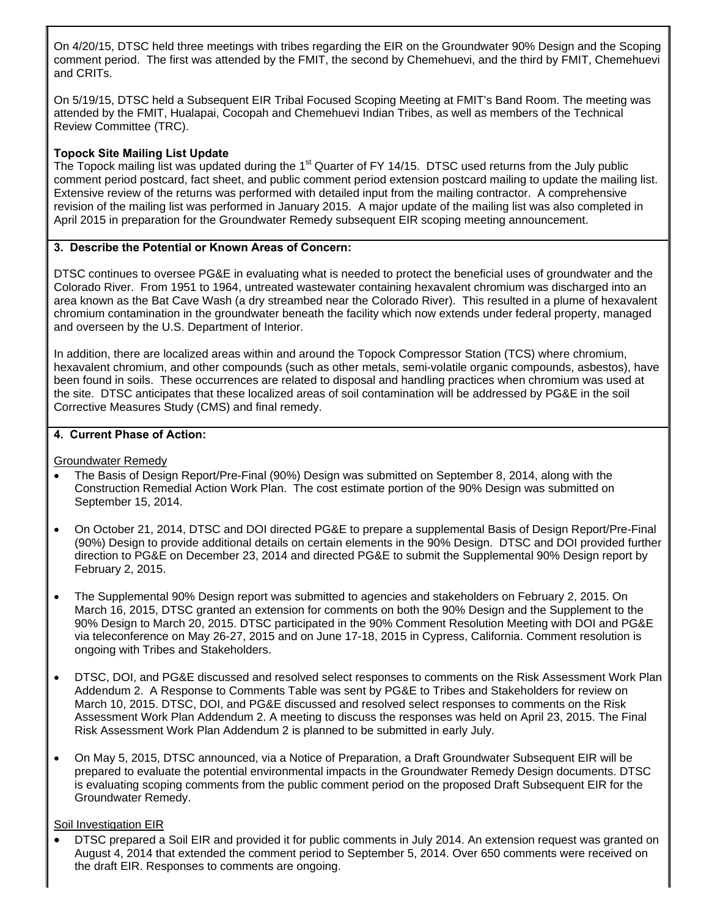On 4/20/15, DTSC held three meetings with tribes regarding the EIR on the Groundwater 90% Design and the Scoping comment period. The first was attended by the FMIT, the second by Chemehuevi, and the third by FMIT, Chemehuevi and CRITs.

On 5/19/15, DTSC held a Subsequent EIR Tribal Focused Scoping Meeting at FMIT's Band Room. The meeting was attended by the FMIT, Hualapai, Cocopah and Chemehuevi Indian Tribes, as well as members of the Technical Review Committee (TRC).

**Topock Site Mailing List Update**

The Topock mailing list was updated during the 1st Quarter of FY 14/15. DTSC used returns from the July public comment period postcard, fact sheet, and public comment period extension postcard mailing to update the mailing list. Extensive review of the returns was performed with detailed input from the mailing contractor. A comprehensive revision of the mailing list was performed in January 2015. A major update of the mailing list was also completed in April 2015 in preparation for the Groundwater Remedy subsequent EIR scoping meeting announcement.

**3. Describe the Potential or Known Areas of Concern:**

DTSC continues to oversee PG&E in evaluating what is needed to protect the beneficial uses of groundwater and the Colorado River. From 1951 to 1964, untreated wastewater containing hexavalent chromium was discharged into an area known as the Bat Cave Wash (a dry streambed near the Colorado River). This resulted in a plume of hexavalent chromium contamination in the groundwater beneath the facility which now extends under federal property, managed and overseen by the U.S. Department of Interior.

In addition, there are localized areas within and around the Topock Compressor Station (TCS) where chromium, hexavalent chromium, and other compounds (such as other metals, semi-volatile organic compounds, asbestos), have been found in soils. These occurrences are related to disposal and handling practices when chromium was used at the site. DTSC anticipates that these localized areas of soil contamination will be addressed by PG&E in the soil Corrective Measures Study (CMS) and final remedy.

**4. Current Phase of Action:**

Groundwater Remedy

- The Basis of Design Report/Pre-Final (90%) Design was submitted on September 8, 2014, along with the Construction Remedial Action Work Plan. The cost estimate portion of the 90% Design was submitted on September 15, 2014.
- On October 21, 2014, DTSC and DOI directed PG&E to prepare a supplemental Basis of Design Report/Pre-Final (90%) Design to provide additional details on certain elements in the 90% Design. DTSC and DOI provided further direction to PG&E on December 23, 2014 and directed PG&E to submit the Supplemental 90% Design report by February 2, 2015.
- The Supplemental 90% Design report was submitted to agencies and stakeholders on February 2, 2015. On March 16, 2015, DTSC granted an extension for comments on both the 90% Design and the Supplement to the 90% Design to March 20, 2015. DTSC participated in the 90% Comment Resolution Meeting with DOI and PG&E via teleconference on May 26-27, 2015 and on June 17-18, 2015 in Cypress, California. Comment resolution is ongoing with Tribes and Stakeholders.
- DTSC, DOI, and PG&E discussed and resolved select responses to comments on the Risk Assessment Work Plan Addendum 2. A Response to Comments Table was sent by PG&E to Tribes and Stakeholders for review on March 10, 2015. DTSC, DOI, and PG&E discussed and resolved select responses to comments on the Risk Assessment Work Plan Addendum 2. A meeting to discuss the responses was held on April 23, 2015. The Final Risk Assessment Work Plan Addendum 2 is planned to be submitted in early July.
- On May 5, 2015, DTSC announced, via a Notice of Preparation, a Draft Groundwater Subsequent EIR will be prepared to evaluate the potential environmental impacts in the Groundwater Remedy Design documents. DTSC is evaluating scoping comments from the public comment period on the proposed Draft Subsequent EIR for the Groundwater Remedy.

Soil Investigation EIR

- DTSC prepared a Soil EIR and provided it for public comments in July 2014. An extension request was granted on August 4, 2014 that extended the comment period to September 5, 2014. Over 650 comments were received on the draft EIR. Responses to comments are ongoing.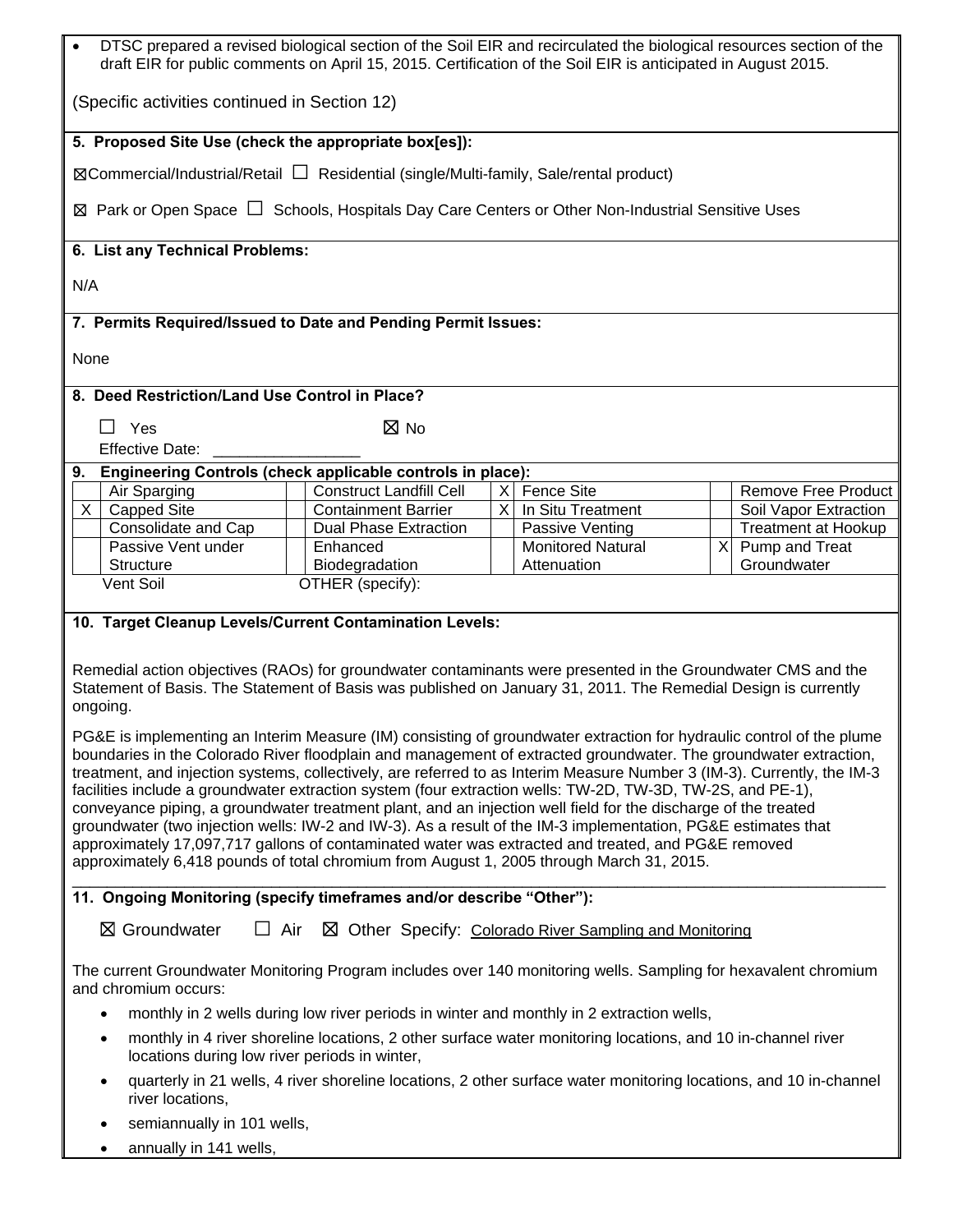- DTSC prepared a revised biological section of the Soil EIR and recirculated the biological resources section of the draft EIR for public comments on April 15, 2015. Certification of the Soil EIR is anticipated in August 2015.

(Specific activities continued in Section 12)

**5. Proposed Site Use (check the appropriate box[es]):**

☒Commercial/Industrial/Retail ☐ Residential (single/Multi-family, Sale/rental product)

☒ Park or Open Space ☐ Schools, Hospitals Day Care Centers or Other Non-Industrial Sensitive Uses

**6. List any Technical Problems:**

N/A

**7. Permits Required/Issued to Date and Pending Permit Issues:**

None

**8. Deed Restriction/Land Use Control in Place?**

☐ Yes ☒ No

Effective Date: ________________

**9. Engineering Controls (check applicable controls in place):**

| | | | | | | | |
|---|---|---|---|---|---|---|---|
| | Air Sparging | | Construct Landfill Cell | X | Fence Site | | Remove Free Product |
| X | Capped Site | | Containment Barrier | X | In Situ Treatment | | Soil Vapor Extraction |
| | Consolidate and Cap | | Dual Phase Extraction | | Passive Venting | | Treatment at Hookup |
| | Passive Vent under Structure | | Enhanced Biodegradation | | Monitored Natural Attenuation | X | Pump and Treat Groundwater |
| | Vent Soil | | OTHER (specify): | | | | |

**10. Target Cleanup Levels/Current Contamination Levels:**

Remedial action objectives (RAOs) for groundwater contaminants were presented in the Groundwater CMS and the Statement of Basis. The Statement of Basis was published on January 31, 2011. The Remedial Design is currently ongoing.

PG&E is implementing an Interim Measure (IM) consisting of groundwater extraction for hydraulic control of the plume boundaries in the Colorado River floodplain and management of extracted groundwater. The groundwater extraction, treatment, and injection systems, collectively, are referred to as Interim Measure Number 3 (IM-3). Currently, the IM-3 facilities include a groundwater extraction system (four extraction wells: TW-2D, TW-3D, TW-2S, and PE-1), conveyance piping, a groundwater treatment plant, and an injection well field for the discharge of the treated groundwater (two injection wells: IW-2 and IW-3). As a result of the IM-3 implementation, PG&E estimates that approximately 17,097,717 gallons of contaminated water was extracted and treated, and PG&E removed approximately 6,418 pounds of total chromium from August 1, 2005 through March 31, 2015.

**11. Ongoing Monitoring (specify timeframes and/or describe "Other"):**

☒ Groundwater ☐ Air ☒ Other Specify: Colorado River Sampling and Monitoring

The current Groundwater Monitoring Program includes over 140 monitoring wells. Sampling for hexavalent chromium and chromium occurs:

- monthly in 2 wells during low river periods in winter and monthly in 2 extraction wells,
- monthly in 4 river shoreline locations, 2 other surface water monitoring locations, and 10 in-channel river locations during low river periods in winter,
- quarterly in 21 wells, 4 river shoreline locations, 2 other surface water monitoring locations, and 10 in-channel river locations,
- semiannually in 101 wells,
- annually in 141 wells,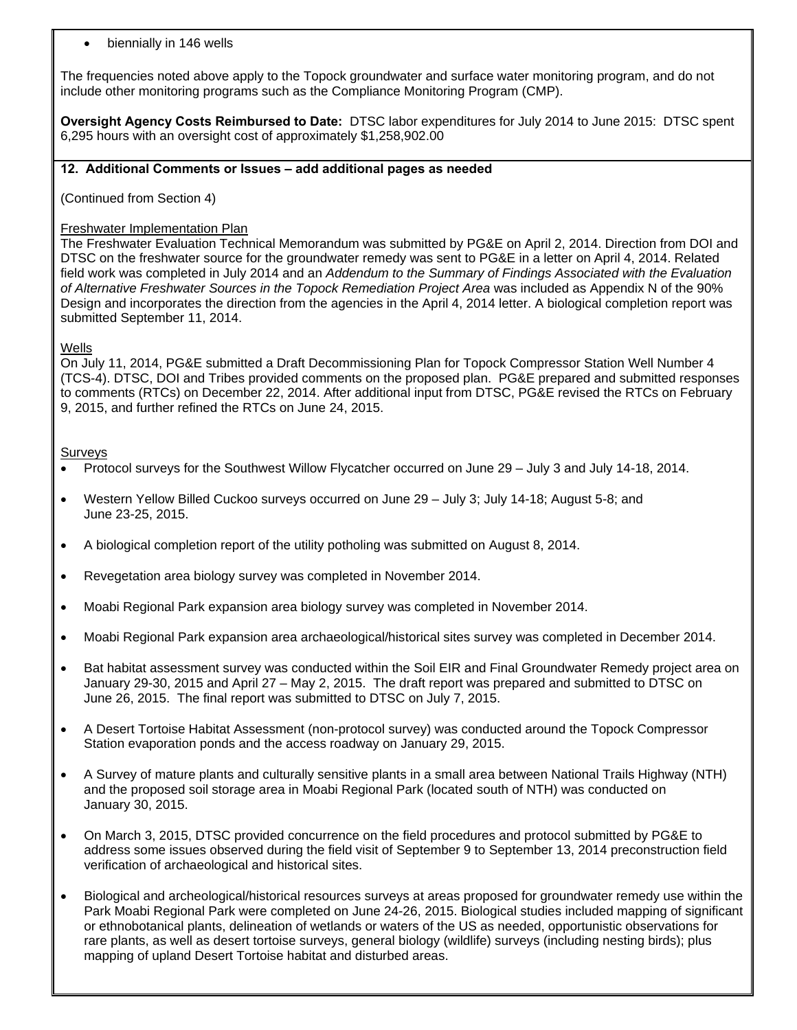- biennially in 146 wells

The frequencies noted above apply to the Topock groundwater and surface water monitoring program, and do not include other monitoring programs such as the Compliance Monitoring Program (CMP).

**Oversight Agency Costs Reimbursed to Date:** DTSC labor expenditures for July 2014 to June 2015: DTSC spent 6,295 hours with an oversight cost of approximately $1,258,902.00

**12. Additional Comments or Issues – add additional pages as needed**

(Continued from Section 4)

Freshwater Implementation Plan

The Freshwater Evaluation Technical Memorandum was submitted by PG&E on April 2, 2014. Direction from DOI and DTSC on the freshwater source for the groundwater remedy was sent to PG&E in a letter on April 4, 2014. Related field work was completed in July 2014 and an *Addendum to the Summary of Findings Associated with the Evaluation of Alternative Freshwater Sources in the Topock Remediation Project Area* was included as Appendix N of the 90% Design and incorporates the direction from the agencies in the April 4, 2014 letter. A biological completion report was submitted September 11, 2014.

Wells

On July 11, 2014, PG&E submitted a Draft Decommissioning Plan for Topock Compressor Station Well Number 4 (TCS-4). DTSC, DOI and Tribes provided comments on the proposed plan. PG&E prepared and submitted responses to comments (RTCs) on December 22, 2014. After additional input from DTSC, PG&E revised the RTCs on February 9, 2015, and further refined the RTCs on June 24, 2015.

Surveys

- Protocol surveys for the Southwest Willow Flycatcher occurred on June 29 – July 3 and July 14-18, 2014.
- Western Yellow Billed Cuckoo surveys occurred on June 29 – July 3; July 14-18; August 5-8; and June 23-25, 2015.
- A biological completion report of the utility potholing was submitted on August 8, 2014.
- Revegetation area biology survey was completed in November 2014.
- Moabi Regional Park expansion area biology survey was completed in November 2014.
- Moabi Regional Park expansion area archaeological/historical sites survey was completed in December 2014.
- Bat habitat assessment survey was conducted within the Soil EIR and Final Groundwater Remedy project area on January 29-30, 2015 and April 27 – May 2, 2015. The draft report was prepared and submitted to DTSC on June 26, 2015. The final report was submitted to DTSC on July 7, 2015.
- A Desert Tortoise Habitat Assessment (non-protocol survey) was conducted around the Topock Compressor Station evaporation ponds and the access roadway on January 29, 2015.
- A Survey of mature plants and culturally sensitive plants in a small area between National Trails Highway (NTH) and the proposed soil storage area in Moabi Regional Park (located south of NTH) was conducted on January 30, 2015.
- On March 3, 2015, DTSC provided concurrence on the field procedures and protocol submitted by PG&E to address some issues observed during the field visit of September 9 to September 13, 2014 preconstruction field verification of archaeological and historical sites.
- Biological and archeological/historical resources surveys at areas proposed for groundwater remedy use within the Park Moabi Regional Park were completed on June 24-26, 2015. Biological studies included mapping of significant or ethnobotanical plants, delineation of wetlands or waters of the US as needed, opportunistic observations for rare plants, as well as desert tortoise surveys, general biology (wildlife) surveys (including nesting birds); plus mapping of upland Desert Tortoise habitat and disturbed areas.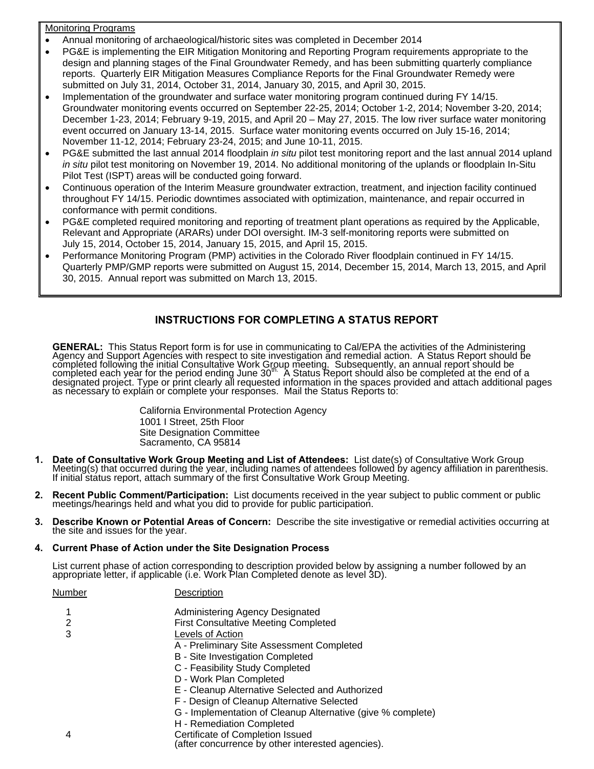Monitoring Programs

- Annual monitoring of archaeological/historic sites was completed in December 2014
- PG&E is implementing the EIR Mitigation Monitoring and Reporting Program requirements appropriate to the design and planning stages of the Final Groundwater Remedy, and has been submitting quarterly compliance reports. Quarterly EIR Mitigation Measures Compliance Reports for the Final Groundwater Remedy were submitted on July 31, 2014, October 31, 2014, January 30, 2015, and April 30, 2015.
- Implementation of the groundwater and surface water monitoring program continued during FY 14/15. Groundwater monitoring events occurred on September 22-25, 2014; October 1-2, 2014; November 3-20, 2014; December 1-23, 2014; February 9-19, 2015, and April 20 – May 27, 2015. The low river surface water monitoring event occurred on January 13-14, 2015. Surface water monitoring events occurred on July 15-16, 2014; November 11-12, 2014; February 23-24, 2015; and June 10-11, 2015.
- PG&E submitted the last annual 2014 floodplain *in situ* pilot test monitoring report and the last annual 2014 upland *in situ* pilot test monitoring on November 19, 2014. No additional monitoring of the uplands or floodplain In-Situ Pilot Test (ISPT) areas will be conducted going forward.
- Continuous operation of the Interim Measure groundwater extraction, treatment, and injection facility continued throughout FY 14/15. Periodic downtimes associated with optimization, maintenance, and repair occurred in conformance with permit conditions.
- PG&E completed required monitoring and reporting of treatment plant operations as required by the Applicable, Relevant and Appropriate (ARARs) under DOI oversight. IM-3 self-monitoring reports were submitted on July 15, 2014, October 15, 2014, January 15, 2015, and April 15, 2015.
- Performance Monitoring Program (PMP) activities in the Colorado River floodplain continued in FY 14/15. Quarterly PMP/GMP reports were submitted on August 15, 2014, December 15, 2014, March 13, 2015, and April 30, 2015. Annual report was submitted on March 13, 2015.

## INSTRUCTIONS FOR COMPLETING A STATUS REPORT

**GENERAL:** This Status Report form is for use in communicating to Cal/EPA the activities of the Administering Agency and Support Agencies with respect to site investigation and remedial action. A Status Report should be completed following the initial Consultative Work Group meeting. Subsequently, an annual report should be completed each year for the period ending June 30th. A Status Report should also be completed at the end of a designated project. Type or print clearly all requested information in the spaces provided and attach additional pages as necessary to explain or complete your responses. Mail the Status Reports to:

California Environmental Protection Agency
1001 I Street, 25th Floor
Site Designation Committee
Sacramento, CA 95814

1. **Date of Consultative Work Group Meeting and List of Attendees:** List date(s) of Consultative Work Group Meeting(s) that occurred during the year, including names of attendees followed by agency affiliation in parenthesis. If initial status report, attach summary of the first Consultative Work Group Meeting.
2. **Recent Public Comment/Participation:** List documents received in the year subject to public comment or public meetings/hearings held and what you did to provide for public participation.
3. **Describe Known or Potential Areas of Concern:** Describe the site investigative or remedial activities occurring at the site and issues for the year.
4. **Current Phase of Action under the Site Designation Process**

   List current phase of action corresponding to description provided below by assigning a number followed by an appropriate letter, if applicable (i.e. Work Plan Completed denote as level 3D).

| Number | Description |
|---|---|
| 1 | Administering Agency Designated |
| 2 | First Consultative Meeting Completed |
| 3 | Levels of Action<br>A - Preliminary Site Assessment Completed<br>B - Site Investigation Completed<br>C - Feasibility Study Completed<br>D - Work Plan Completed<br>E - Cleanup Alternative Selected and Authorized<br>F - Design of Cleanup Alternative Selected<br>G - Implementation of Cleanup Alternative (give % complete)<br>H - Remediation Completed |
| 4 | Certificate of Completion Issued<br>(after concurrence by other interested agencies). |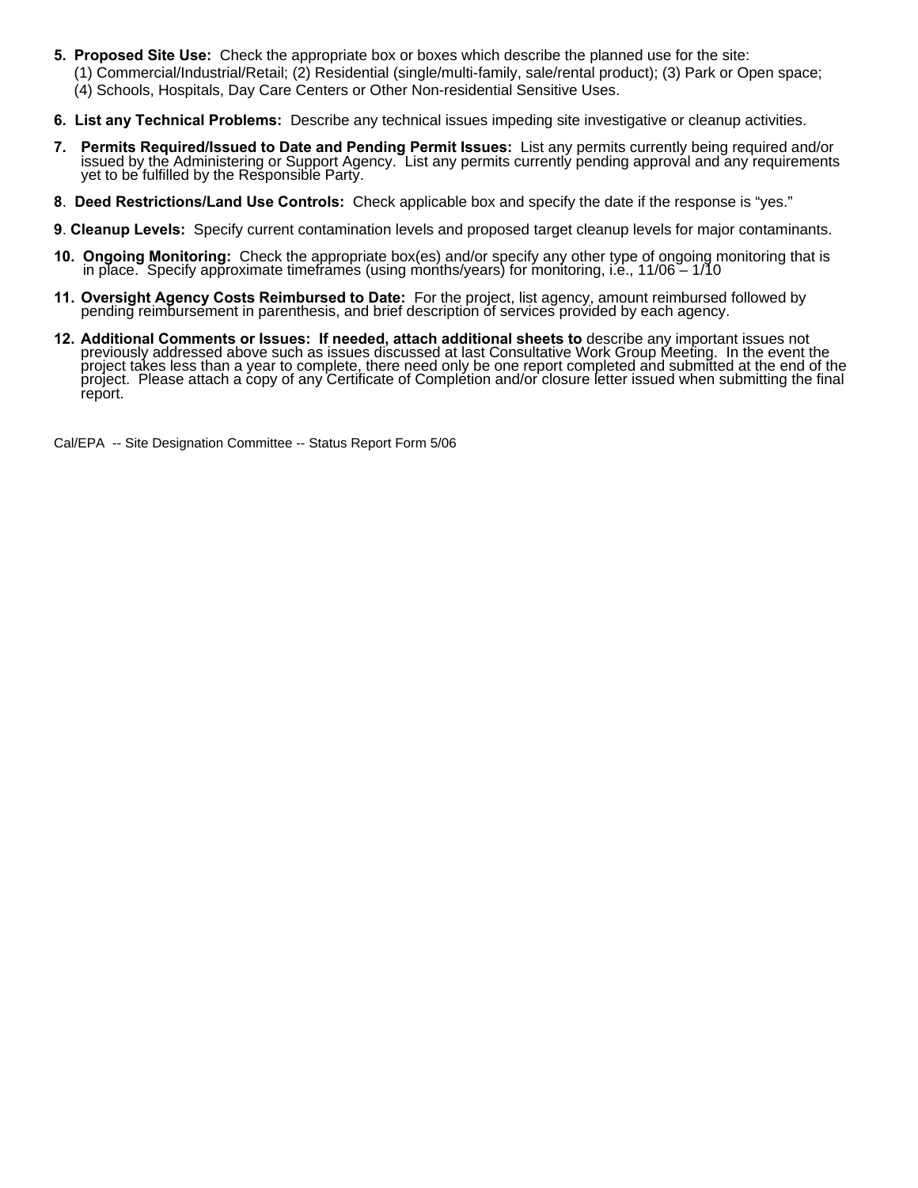5. **Proposed Site Use:** Check the appropriate box or boxes which describe the planned use for the site:
   (1) Commercial/Industrial/Retail; (2) Residential (single/multi-family, sale/rental product); (3) Park or Open space;
   (4) Schools, Hospitals, Day Care Centers or Other Non-residential Sensitive Uses.

6. **List any Technical Problems:** Describe any technical issues impeding site investigative or cleanup activities.

7. **Permits Required/Issued to Date and Pending Permit Issues:** List any permits currently being required and/or issued by the Administering or Support Agency. List any permits currently pending approval and any requirements yet to be fulfilled by the Responsible Party.

8. **Deed Restrictions/Land Use Controls:** Check applicable box and specify the date if the response is "yes."

9. **Cleanup Levels:** Specify current contamination levels and proposed target cleanup levels for major contaminants.

10. **Ongoing Monitoring:** Check the appropriate box(es) and/or specify any other type of ongoing monitoring that is in place. Specify approximate timeframes (using months/years) for monitoring, i.e., 11/06 – 1/10

11. **Oversight Agency Costs Reimbursed to Date:** For the project, list agency, amount reimbursed followed by pending reimbursement in parenthesis, and brief description of services provided by each agency.

12. **Additional Comments or Issues: If needed, attach additional sheets to** describe any important issues not previously addressed above such as issues discussed at last Consultative Work Group Meeting. In the event the project takes less than a year to complete, there need only be one report completed and submitted at the end of the project. Please attach a copy of any Certificate of Completion and/or closure letter issued when submitting the final report.

Cal/EPA -- Site Designation Committee -- Status Report Form 5/06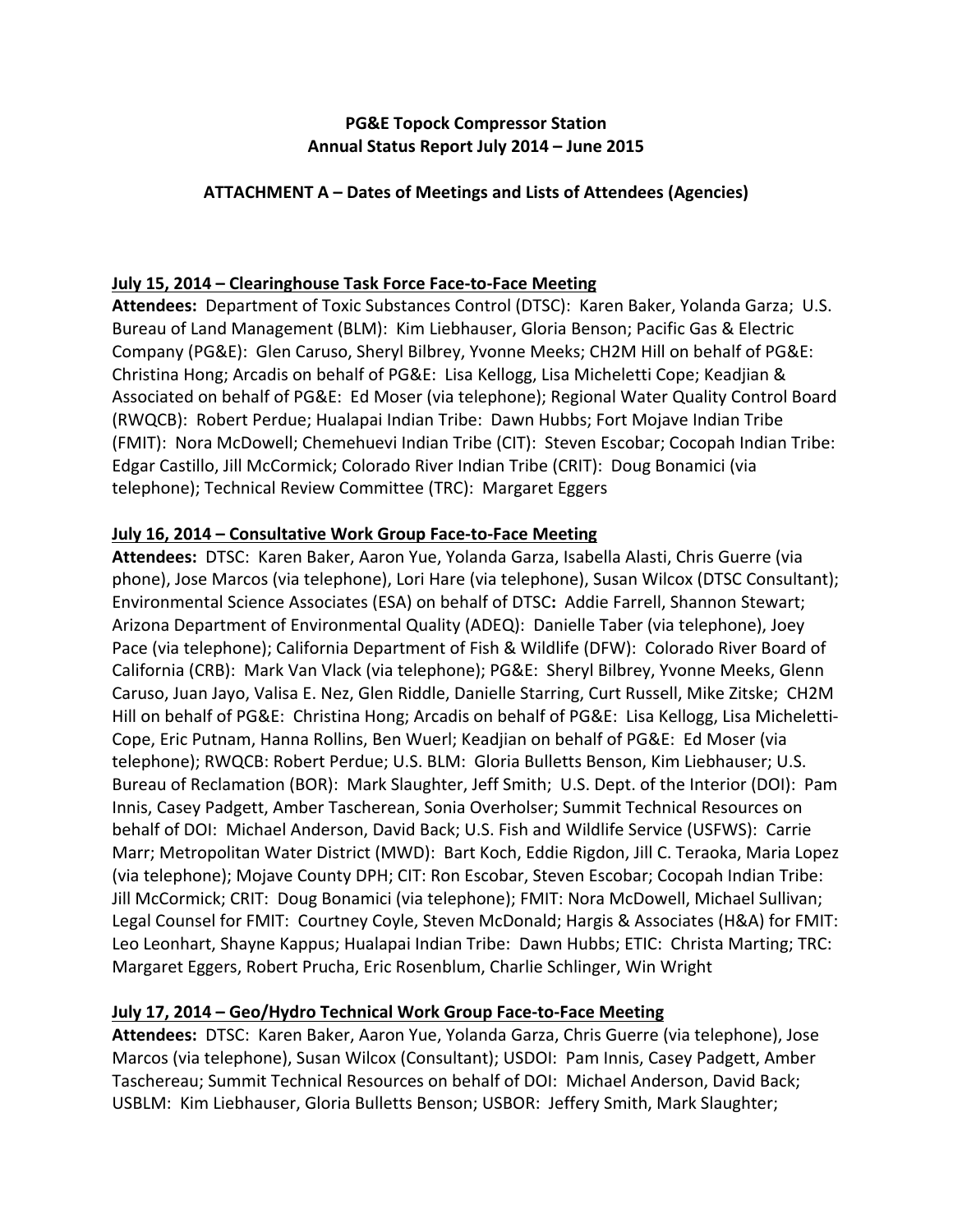**PG&E Topock Compressor Station**
**Annual Status Report July 2014 – June 2015**

**ATTACHMENT A – Dates of Meetings and Lists of Attendees (Agencies)**

**July 15, 2014 – Clearinghouse Task Force Face-to-Face Meeting**

**Attendees:** Department of Toxic Substances Control (DTSC): Karen Baker, Yolanda Garza; U.S. Bureau of Land Management (BLM): Kim Liebhauser, Gloria Benson; Pacific Gas & Electric Company (PG&E): Glen Caruso, Sheryl Bilbrey, Yvonne Meeks; CH2M Hill on behalf of PG&E: Christina Hong; Arcadis on behalf of PG&E: Lisa Kellogg, Lisa Micheletti Cope; Keadjian & Associated on behalf of PG&E: Ed Moser (via telephone); Regional Water Quality Control Board (RWQCB): Robert Perdue; Hualapai Indian Tribe: Dawn Hubbs; Fort Mojave Indian Tribe (FMIT): Nora McDowell; Chemehuevi Indian Tribe (CIT): Steven Escobar; Cocopah Indian Tribe: Edgar Castillo, Jill McCormick; Colorado River Indian Tribe (CRIT): Doug Bonamici (via telephone); Technical Review Committee (TRC): Margaret Eggers

**July 16, 2014 – Consultative Work Group Face-to-Face Meeting**

**Attendees:** DTSC: Karen Baker, Aaron Yue, Yolanda Garza, Isabella Alasti, Chris Guerre (via phone), Jose Marcos (via telephone), Lori Hare (via telephone), Susan Wilcox (DTSC Consultant); Environmental Science Associates (ESA) on behalf of DTSC**:** Addie Farrell, Shannon Stewart; Arizona Department of Environmental Quality (ADEQ): Danielle Taber (via telephone), Joey Pace (via telephone); California Department of Fish & Wildlife (DFW): Colorado River Board of California (CRB): Mark Van Vlack (via telephone); PG&E: Sheryl Bilbrey, Yvonne Meeks, Glenn Caruso, Juan Jayo, Valisa E. Nez, Glen Riddle, Danielle Starring, Curt Russell, Mike Zitske; CH2M Hill on behalf of PG&E: Christina Hong; Arcadis on behalf of PG&E: Lisa Kellogg, Lisa Micheletti-Cope, Eric Putnam, Hanna Rollins, Ben Wuerl; Keadjian on behalf of PG&E: Ed Moser (via telephone); RWQCB: Robert Perdue; U.S. BLM: Gloria Bulletts Benson, Kim Liebhauser; U.S. Bureau of Reclamation (BOR): Mark Slaughter, Jeff Smith; U.S. Dept. of the Interior (DOI): Pam Innis, Casey Padgett, Amber Tascherean, Sonia Overholser; Summit Technical Resources on behalf of DOI: Michael Anderson, David Back; U.S. Fish and Wildlife Service (USFWS): Carrie Marr; Metropolitan Water District (MWD): Bart Koch, Eddie Rigdon, Jill C. Teraoka, Maria Lopez (via telephone); Mojave County DPH; CIT: Ron Escobar, Steven Escobar; Cocopah Indian Tribe: Jill McCormick; CRIT: Doug Bonamici (via telephone); FMIT: Nora McDowell, Michael Sullivan; Legal Counsel for FMIT: Courtney Coyle, Steven McDonald; Hargis & Associates (H&A) for FMIT: Leo Leonhart, Shayne Kappus; Hualapai Indian Tribe: Dawn Hubbs; ETIC: Christa Marting; TRC: Margaret Eggers, Robert Prucha, Eric Rosenblum, Charlie Schlinger, Win Wright

**July 17, 2014 – Geo/Hydro Technical Work Group Face-to-Face Meeting**

**Attendees:** DTSC: Karen Baker, Aaron Yue, Yolanda Garza, Chris Guerre (via telephone), Jose Marcos (via telephone), Susan Wilcox (Consultant); USDOI: Pam Innis, Casey Padgett, Amber Taschereau; Summit Technical Resources on behalf of DOI: Michael Anderson, David Back; USBLM: Kim Liebhauser, Gloria Bulletts Benson; USBOR: Jeffery Smith, Mark Slaughter;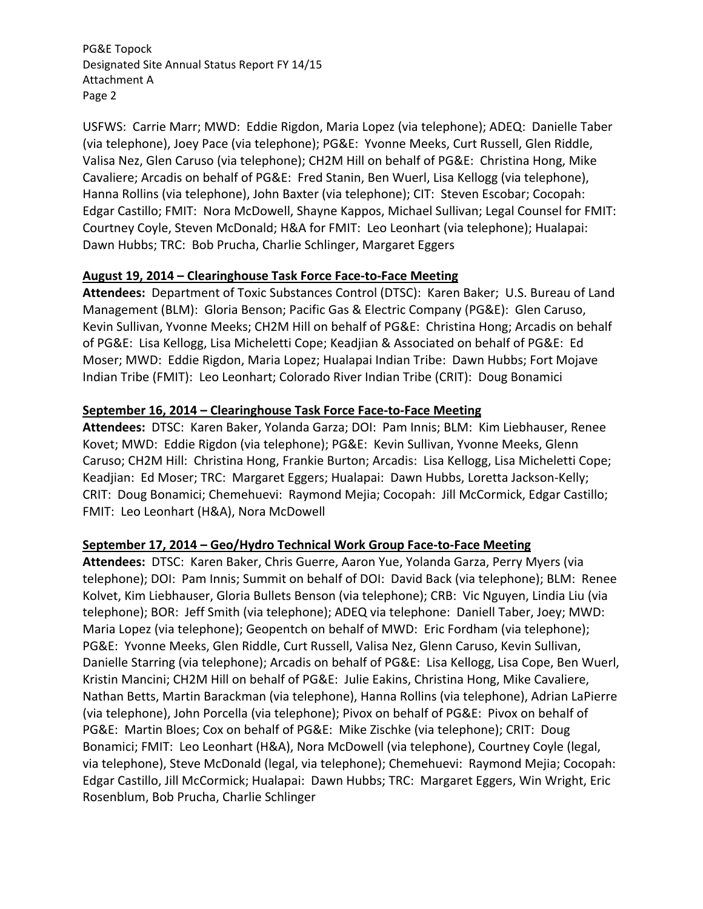USFWS: Carrie Marr; MWD: Eddie Rigdon, Maria Lopez (via telephone); ADEQ: Danielle Taber (via telephone), Joey Pace (via telephone); PG&E: Yvonne Meeks, Curt Russell, Glen Riddle, Valisa Nez, Glen Caruso (via telephone); CH2M Hill on behalf of PG&E: Christina Hong, Mike Cavaliere; Arcadis on behalf of PG&E: Fred Stanin, Ben Wuerl, Lisa Kellogg (via telephone), Hanna Rollins (via telephone), John Baxter (via telephone); CIT: Steven Escobar; Cocopah: Edgar Castillo; FMIT: Nora McDowell, Shayne Kappos, Michael Sullivan; Legal Counsel for FMIT: Courtney Coyle, Steven McDonald; H&A for FMIT: Leo Leonhart (via telephone); Hualapai: Dawn Hubbs; TRC: Bob Prucha, Charlie Schlinger, Margaret Eggers

**August 19, 2014 – Clearinghouse Task Force Face-to-Face Meeting**

**Attendees:** Department of Toxic Substances Control (DTSC): Karen Baker; U.S. Bureau of Land Management (BLM): Gloria Benson; Pacific Gas & Electric Company (PG&E): Glen Caruso, Kevin Sullivan, Yvonne Meeks; CH2M Hill on behalf of PG&E: Christina Hong; Arcadis on behalf of PG&E: Lisa Kellogg, Lisa Micheletti Cope; Keadjian & Associated on behalf of PG&E: Ed Moser; MWD: Eddie Rigdon, Maria Lopez; Hualapai Indian Tribe: Dawn Hubbs; Fort Mojave Indian Tribe (FMIT): Leo Leonhart; Colorado River Indian Tribe (CRIT): Doug Bonamici

**September 16, 2014 – Clearinghouse Task Force Face-to-Face Meeting**

**Attendees:** DTSC: Karen Baker, Yolanda Garza; DOI: Pam Innis; BLM: Kim Liebhauser, Renee Kovet; MWD: Eddie Rigdon (via telephone); PG&E: Kevin Sullivan, Yvonne Meeks, Glenn Caruso; CH2M Hill: Christina Hong, Frankie Burton; Arcadis: Lisa Kellogg, Lisa Micheletti Cope; Keadjian: Ed Moser; TRC: Margaret Eggers; Hualapai: Dawn Hubbs, Loretta Jackson-Kelly; CRIT: Doug Bonamici; Chemehuevi: Raymond Mejia; Cocopah: Jill McCormick, Edgar Castillo; FMIT: Leo Leonhart (H&A), Nora McDowell

**September 17, 2014 – Geo/Hydro Technical Work Group Face-to-Face Meeting**

**Attendees:** DTSC: Karen Baker, Chris Guerre, Aaron Yue, Yolanda Garza, Perry Myers (via telephone); DOI: Pam Innis; Summit on behalf of DOI: David Back (via telephone); BLM: Renee Kolvet, Kim Liebhauser, Gloria Bullets Benson (via telephone); CRB: Vic Nguyen, Lindia Liu (via telephone); BOR: Jeff Smith (via telephone); ADEQ via telephone: Daniell Taber, Joey; MWD: Maria Lopez (via telephone); Geopentch on behalf of MWD: Eric Fordham (via telephone); PG&E: Yvonne Meeks, Glen Riddle, Curt Russell, Valisa Nez, Glenn Caruso, Kevin Sullivan, Danielle Starring (via telephone); Arcadis on behalf of PG&E: Lisa Kellogg, Lisa Cope, Ben Wuerl, Kristin Mancini; CH2M Hill on behalf of PG&E: Julie Eakins, Christina Hong, Mike Cavaliere, Nathan Betts, Martin Barackman (via telephone), Hanna Rollins (via telephone), Adrian LaPierre (via telephone), John Porcella (via telephone); Pivox on behalf of PG&E: Pivox on behalf of PG&E: Martin Bloes; Cox on behalf of PG&E: Mike Zischke (via telephone); CRIT: Doug Bonamici; FMIT: Leo Leonhart (H&A), Nora McDowell (via telephone), Courtney Coyle (legal, via telephone), Steve McDonald (legal, via telephone); Chemehuevi: Raymond Mejia; Cocopah: Edgar Castillo, Jill McCormick; Hualapai: Dawn Hubbs; TRC: Margaret Eggers, Win Wright, Eric Rosenblum, Bob Prucha, Charlie Schlinger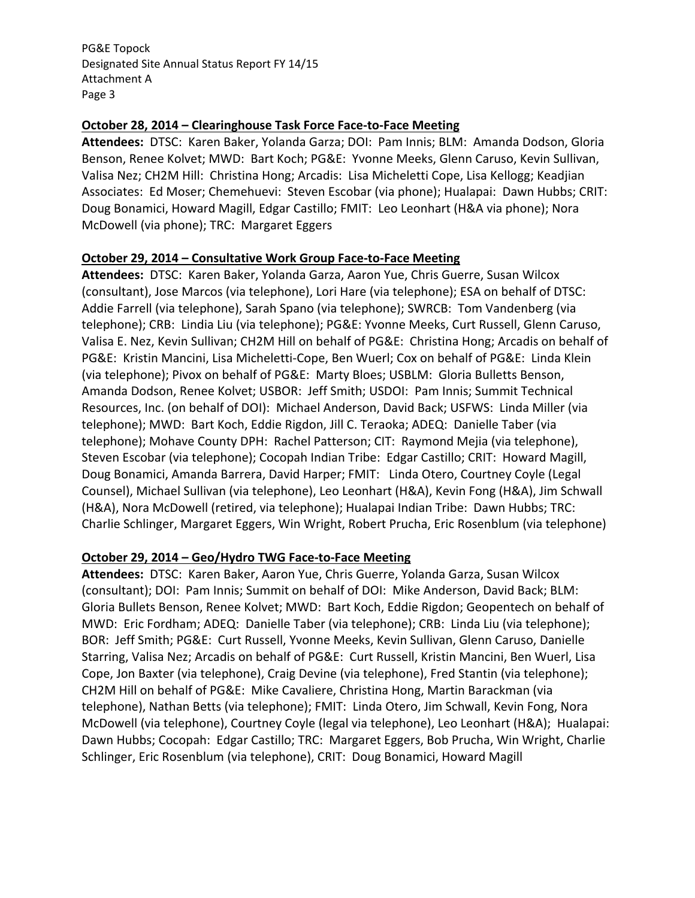**October 28, 2014 – Clearinghouse Task Force Face-to-Face Meeting**

**Attendees:** DTSC: Karen Baker, Yolanda Garza; DOI: Pam Innis; BLM: Amanda Dodson, Gloria Benson, Renee Kolvet; MWD: Bart Koch; PG&E: Yvonne Meeks, Glenn Caruso, Kevin Sullivan, Valisa Nez; CH2M Hill: Christina Hong; Arcadis: Lisa Micheletti Cope, Lisa Kellogg; Keadjian Associates: Ed Moser; Chemehuevi: Steven Escobar (via phone); Hualapai: Dawn Hubbs; CRIT: Doug Bonamici, Howard Magill, Edgar Castillo; FMIT: Leo Leonhart (H&A via phone); Nora McDowell (via phone); TRC: Margaret Eggers

**October 29, 2014 – Consultative Work Group Face-to-Face Meeting**

**Attendees:** DTSC: Karen Baker, Yolanda Garza, Aaron Yue, Chris Guerre, Susan Wilcox (consultant), Jose Marcos (via telephone), Lori Hare (via telephone); ESA on behalf of DTSC: Addie Farrell (via telephone), Sarah Spano (via telephone); SWRCB: Tom Vandenberg (via telephone); CRB: Lindia Liu (via telephone); PG&E: Yvonne Meeks, Curt Russell, Glenn Caruso, Valisa E. Nez, Kevin Sullivan; CH2M Hill on behalf of PG&E: Christina Hong; Arcadis on behalf of PG&E: Kristin Mancini, Lisa Micheletti-Cope, Ben Wuerl; Cox on behalf of PG&E: Linda Klein (via telephone); Pivox on behalf of PG&E: Marty Bloes; USBLM: Gloria Bulletts Benson, Amanda Dodson, Renee Kolvet; USBOR: Jeff Smith; USDOI: Pam Innis; Summit Technical Resources, Inc. (on behalf of DOI): Michael Anderson, David Back; USFWS: Linda Miller (via telephone); MWD: Bart Koch, Eddie Rigdon, Jill C. Teraoka; ADEQ: Danielle Taber (via telephone); Mohave County DPH: Rachel Patterson; CIT: Raymond Mejia (via telephone), Steven Escobar (via telephone); Cocopah Indian Tribe: Edgar Castillo; CRIT: Howard Magill, Doug Bonamici, Amanda Barrera, David Harper; FMIT: Linda Otero, Courtney Coyle (Legal Counsel), Michael Sullivan (via telephone), Leo Leonhart (H&A), Kevin Fong (H&A), Jim Schwall (H&A), Nora McDowell (retired, via telephone); Hualapai Indian Tribe: Dawn Hubbs; TRC: Charlie Schlinger, Margaret Eggers, Win Wright, Robert Prucha, Eric Rosenblum (via telephone)

**October 29, 2014 – Geo/Hydro TWG Face-to-Face Meeting**

**Attendees:** DTSC: Karen Baker, Aaron Yue, Chris Guerre, Yolanda Garza, Susan Wilcox (consultant); DOI: Pam Innis; Summit on behalf of DOI: Mike Anderson, David Back; BLM: Gloria Bullets Benson, Renee Kolvet; MWD: Bart Koch, Eddie Rigdon; Geopentech on behalf of MWD: Eric Fordham; ADEQ: Danielle Taber (via telephone); CRB: Linda Liu (via telephone); BOR: Jeff Smith; PG&E: Curt Russell, Yvonne Meeks, Kevin Sullivan, Glenn Caruso, Danielle Starring, Valisa Nez; Arcadis on behalf of PG&E: Curt Russell, Kristin Mancini, Ben Wuerl, Lisa Cope, Jon Baxter (via telephone), Craig Devine (via telephone), Fred Stantin (via telephone); CH2M Hill on behalf of PG&E: Mike Cavaliere, Christina Hong, Martin Barackman (via telephone), Nathan Betts (via telephone); FMIT: Linda Otero, Jim Schwall, Kevin Fong, Nora McDowell (via telephone), Courtney Coyle (legal via telephone), Leo Leonhart (H&A); Hualapai: Dawn Hubbs; Cocopah: Edgar Castillo; TRC: Margaret Eggers, Bob Prucha, Win Wright, Charlie Schlinger, Eric Rosenblum (via telephone), CRIT: Doug Bonamici, Howard Magill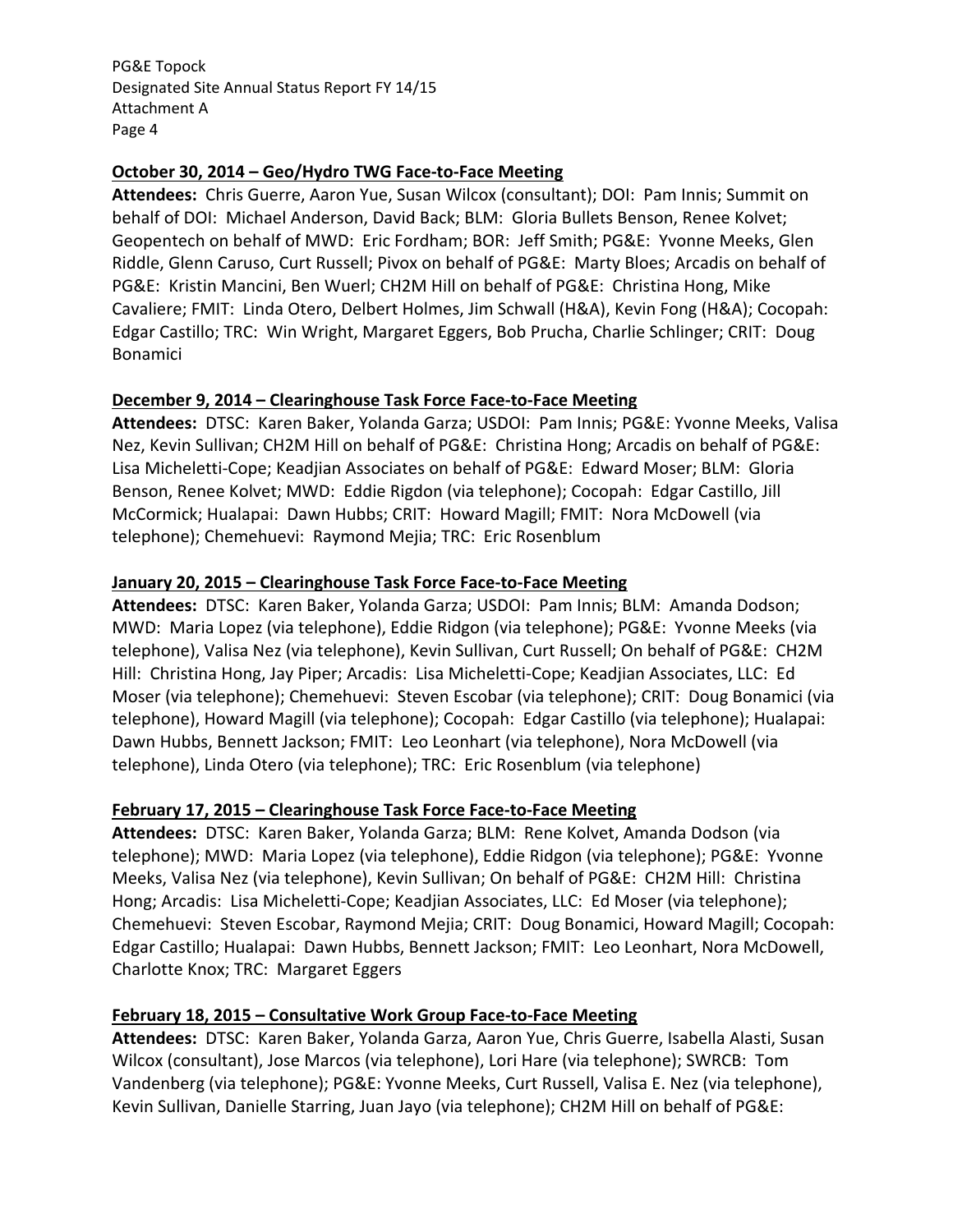**October 30, 2014 – Geo/Hydro TWG Face-to-Face Meeting**

**Attendees:** Chris Guerre, Aaron Yue, Susan Wilcox (consultant); DOI: Pam Innis; Summit on behalf of DOI: Michael Anderson, David Back; BLM: Gloria Bullets Benson, Renee Kolvet; Geopentech on behalf of MWD: Eric Fordham; BOR: Jeff Smith; PG&E: Yvonne Meeks, Glen Riddle, Glenn Caruso, Curt Russell; Pivox on behalf of PG&E: Marty Bloes; Arcadis on behalf of PG&E: Kristin Mancini, Ben Wuerl; CH2M Hill on behalf of PG&E: Christina Hong, Mike Cavaliere; FMIT: Linda Otero, Delbert Holmes, Jim Schwall (H&A), Kevin Fong (H&A); Cocopah: Edgar Castillo; TRC: Win Wright, Margaret Eggers, Bob Prucha, Charlie Schlinger; CRIT: Doug Bonamici

**December 9, 2014 – Clearinghouse Task Force Face-to-Face Meeting**

**Attendees:** DTSC: Karen Baker, Yolanda Garza; USDOI: Pam Innis; PG&E: Yvonne Meeks, Valisa Nez, Kevin Sullivan; CH2M Hill on behalf of PG&E: Christina Hong; Arcadis on behalf of PG&E: Lisa Micheletti-Cope; Keadjian Associates on behalf of PG&E: Edward Moser; BLM: Gloria Benson, Renee Kolvet; MWD: Eddie Rigdon (via telephone); Cocopah: Edgar Castillo, Jill McCormick; Hualapai: Dawn Hubbs; CRIT: Howard Magill; FMIT: Nora McDowell (via telephone); Chemehuevi: Raymond Mejia; TRC: Eric Rosenblum

**January 20, 2015 – Clearinghouse Task Force Face-to-Face Meeting**

**Attendees:** DTSC: Karen Baker, Yolanda Garza; USDOI: Pam Innis; BLM: Amanda Dodson; MWD: Maria Lopez (via telephone), Eddie Ridgon (via telephone); PG&E: Yvonne Meeks (via telephone), Valisa Nez (via telephone), Kevin Sullivan, Curt Russell; On behalf of PG&E: CH2M Hill: Christina Hong, Jay Piper; Arcadis: Lisa Micheletti-Cope; Keadjian Associates, LLC: Ed Moser (via telephone); Chemehuevi: Steven Escobar (via telephone); CRIT: Doug Bonamici (via telephone), Howard Magill (via telephone); Cocopah: Edgar Castillo (via telephone); Hualapai: Dawn Hubbs, Bennett Jackson; FMIT: Leo Leonhart (via telephone), Nora McDowell (via telephone), Linda Otero (via telephone); TRC: Eric Rosenblum (via telephone)

**February 17, 2015 – Clearinghouse Task Force Face-to-Face Meeting**

**Attendees:** DTSC: Karen Baker, Yolanda Garza; BLM: Rene Kolvet, Amanda Dodson (via telephone); MWD: Maria Lopez (via telephone), Eddie Ridgon (via telephone); PG&E: Yvonne Meeks, Valisa Nez (via telephone), Kevin Sullivan; On behalf of PG&E: CH2M Hill: Christina Hong; Arcadis: Lisa Micheletti-Cope; Keadjian Associates, LLC: Ed Moser (via telephone); Chemehuevi: Steven Escobar, Raymond Mejia; CRIT: Doug Bonamici, Howard Magill; Cocopah: Edgar Castillo; Hualapai: Dawn Hubbs, Bennett Jackson; FMIT: Leo Leonhart, Nora McDowell, Charlotte Knox; TRC: Margaret Eggers

**February 18, 2015 – Consultative Work Group Face-to-Face Meeting**

**Attendees:** DTSC: Karen Baker, Yolanda Garza, Aaron Yue, Chris Guerre, Isabella Alasti, Susan Wilcox (consultant), Jose Marcos (via telephone), Lori Hare (via telephone); SWRCB: Tom Vandenberg (via telephone); PG&E: Yvonne Meeks, Curt Russell, Valisa E. Nez (via telephone), Kevin Sullivan, Danielle Starring, Juan Jayo (via telephone); CH2M Hill on behalf of PG&E: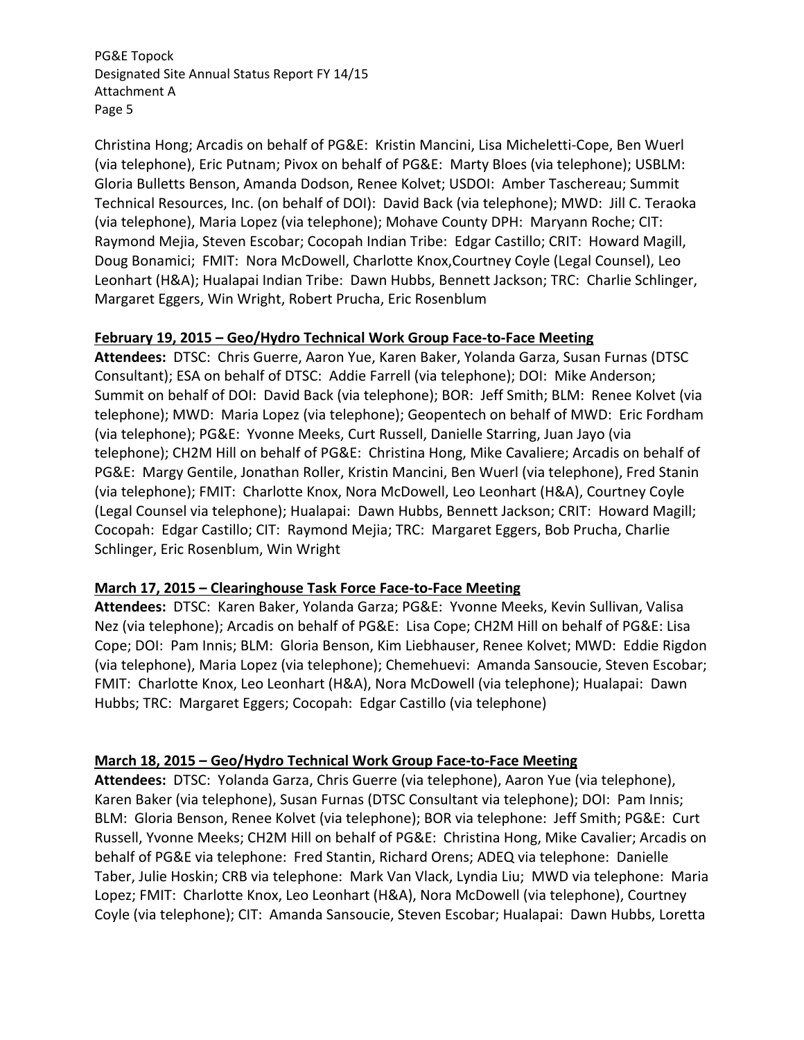Christina Hong; Arcadis on behalf of PG&E: Kristin Mancini, Lisa Micheletti-Cope, Ben Wuerl (via telephone), Eric Putnam; Pivox on behalf of PG&E: Marty Bloes (via telephone); USBLM: Gloria Bulletts Benson, Amanda Dodson, Renee Kolvet; USDOI: Amber Taschereau; Summit Technical Resources, Inc. (on behalf of DOI): David Back (via telephone); MWD: Jill C. Teraoka (via telephone), Maria Lopez (via telephone); Mohave County DPH: Maryann Roche; CIT: Raymond Mejia, Steven Escobar; Cocopah Indian Tribe: Edgar Castillo; CRIT: Howard Magill, Doug Bonamici; FMIT: Nora McDowell, Charlotte Knox,Courtney Coyle (Legal Counsel), Leo Leonhart (H&A); Hualapai Indian Tribe: Dawn Hubbs, Bennett Jackson; TRC: Charlie Schlinger, Margaret Eggers, Win Wright, Robert Prucha, Eric Rosenblum

**February 19, 2015 – Geo/Hydro Technical Work Group Face-to-Face Meeting**

**Attendees:** DTSC: Chris Guerre, Aaron Yue, Karen Baker, Yolanda Garza, Susan Furnas (DTSC Consultant); ESA on behalf of DTSC: Addie Farrell (via telephone); DOI: Mike Anderson; Summit on behalf of DOI: David Back (via telephone); BOR: Jeff Smith; BLM: Renee Kolvet (via telephone); MWD: Maria Lopez (via telephone); Geopentech on behalf of MWD: Eric Fordham (via telephone); PG&E: Yvonne Meeks, Curt Russell, Danielle Starring, Juan Jayo (via telephone); CH2M Hill on behalf of PG&E: Christina Hong, Mike Cavaliere; Arcadis on behalf of PG&E: Margy Gentile, Jonathan Roller, Kristin Mancini, Ben Wuerl (via telephone), Fred Stanin (via telephone); FMIT: Charlotte Knox, Nora McDowell, Leo Leonhart (H&A), Courtney Coyle (Legal Counsel via telephone); Hualapai: Dawn Hubbs, Bennett Jackson; CRIT: Howard Magill; Cocopah: Edgar Castillo; CIT: Raymond Mejia; TRC: Margaret Eggers, Bob Prucha, Charlie Schlinger, Eric Rosenblum, Win Wright

**March 17, 2015 – Clearinghouse Task Force Face-to-Face Meeting**

**Attendees:** DTSC: Karen Baker, Yolanda Garza; PG&E: Yvonne Meeks, Kevin Sullivan, Valisa Nez (via telephone); Arcadis on behalf of PG&E: Lisa Cope; CH2M Hill on behalf of PG&E: Lisa Cope; DOI: Pam Innis; BLM: Gloria Benson, Kim Liebhauser, Renee Kolvet; MWD: Eddie Rigdon (via telephone), Maria Lopez (via telephone); Chemehuevi: Amanda Sansoucie, Steven Escobar; FMIT: Charlotte Knox, Leo Leonhart (H&A), Nora McDowell (via telephone); Hualapai: Dawn Hubbs; TRC: Margaret Eggers; Cocopah: Edgar Castillo (via telephone)

**March 18, 2015 – Geo/Hydro Technical Work Group Face-to-Face Meeting**

**Attendees:** DTSC: Yolanda Garza, Chris Guerre (via telephone), Aaron Yue (via telephone), Karen Baker (via telephone), Susan Furnas (DTSC Consultant via telephone); DOI: Pam Innis; BLM: Gloria Benson, Renee Kolvet (via telephone); BOR via telephone: Jeff Smith; PG&E: Curt Russell, Yvonne Meeks; CH2M Hill on behalf of PG&E: Christina Hong, Mike Cavalier; Arcadis on behalf of PG&E via telephone: Fred Stantin, Richard Orens; ADEQ via telephone: Danielle Taber, Julie Hoskin; CRB via telephone: Mark Van Vlack, Lyndia Liu; MWD via telephone: Maria Lopez; FMIT: Charlotte Knox, Leo Leonhart (H&A), Nora McDowell (via telephone), Courtney Coyle (via telephone); CIT: Amanda Sansoucie, Steven Escobar; Hualapai: Dawn Hubbs, Loretta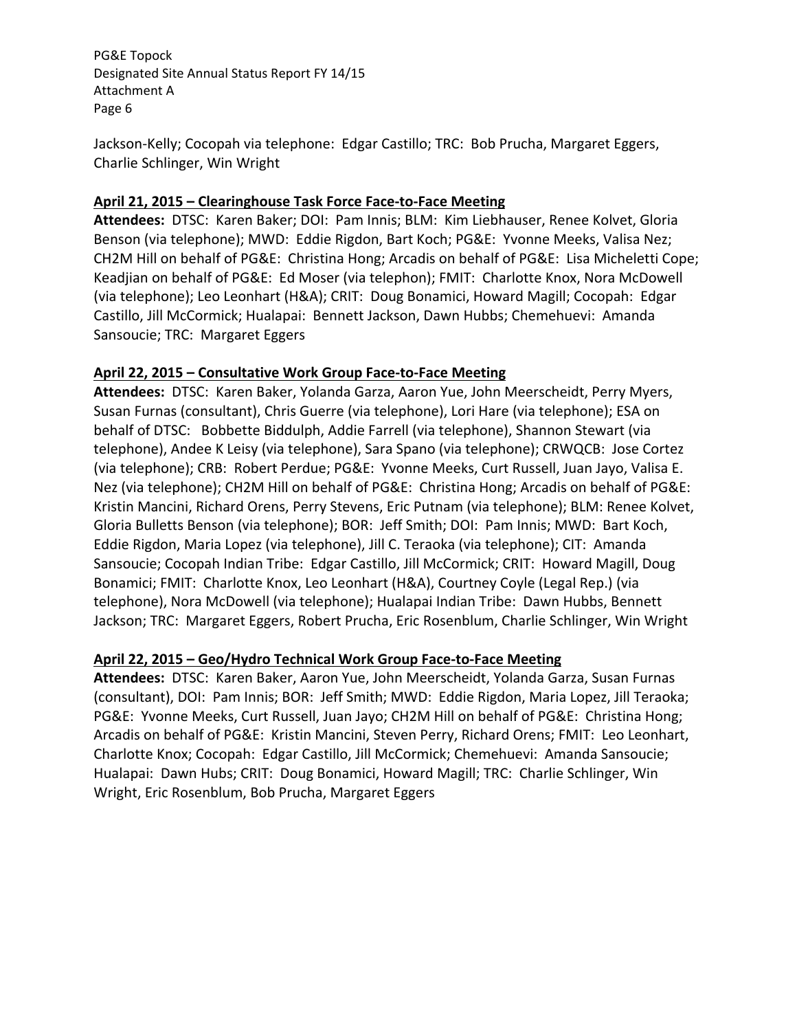Jackson-Kelly; Cocopah via telephone: Edgar Castillo; TRC: Bob Prucha, Margaret Eggers, Charlie Schlinger, Win Wright

**April 21, 2015 – Clearinghouse Task Force Face-to-Face Meeting**

**Attendees:** DTSC: Karen Baker; DOI: Pam Innis; BLM: Kim Liebhauser, Renee Kolvet, Gloria Benson (via telephone); MWD: Eddie Rigdon, Bart Koch; PG&E: Yvonne Meeks, Valisa Nez; CH2M Hill on behalf of PG&E: Christina Hong; Arcadis on behalf of PG&E: Lisa Micheletti Cope; Keadjian on behalf of PG&E: Ed Moser (via telephon); FMIT: Charlotte Knox, Nora McDowell (via telephone); Leo Leonhart (H&A); CRIT: Doug Bonamici, Howard Magill; Cocopah: Edgar Castillo, Jill McCormick; Hualapai: Bennett Jackson, Dawn Hubbs; Chemehuevi: Amanda Sansoucie; TRC: Margaret Eggers

**April 22, 2015 – Consultative Work Group Face-to-Face Meeting**

**Attendees:** DTSC: Karen Baker, Yolanda Garza, Aaron Yue, John Meerscheidt, Perry Myers, Susan Furnas (consultant), Chris Guerre (via telephone), Lori Hare (via telephone); ESA on behalf of DTSC: Bobbette Biddulph, Addie Farrell (via telephone), Shannon Stewart (via telephone), Andee K Leisy (via telephone), Sara Spano (via telephone); CRWQCB: Jose Cortez (via telephone); CRB: Robert Perdue; PG&E: Yvonne Meeks, Curt Russell, Juan Jayo, Valisa E. Nez (via telephone); CH2M Hill on behalf of PG&E: Christina Hong; Arcadis on behalf of PG&E: Kristin Mancini, Richard Orens, Perry Stevens, Eric Putnam (via telephone); BLM: Renee Kolvet, Gloria Bulletts Benson (via telephone); BOR: Jeff Smith; DOI: Pam Innis; MWD: Bart Koch, Eddie Rigdon, Maria Lopez (via telephone), Jill C. Teraoka (via telephone); CIT: Amanda Sansoucie; Cocopah Indian Tribe: Edgar Castillo, Jill McCormick; CRIT: Howard Magill, Doug Bonamici; FMIT: Charlotte Knox, Leo Leonhart (H&A), Courtney Coyle (Legal Rep.) (via telephone), Nora McDowell (via telephone); Hualapai Indian Tribe: Dawn Hubbs, Bennett Jackson; TRC: Margaret Eggers, Robert Prucha, Eric Rosenblum, Charlie Schlinger, Win Wright

**April 22, 2015 – Geo/Hydro Technical Work Group Face-to-Face Meeting**

**Attendees:** DTSC: Karen Baker, Aaron Yue, John Meerscheidt, Yolanda Garza, Susan Furnas (consultant), DOI: Pam Innis; BOR: Jeff Smith; MWD: Eddie Rigdon, Maria Lopez, Jill Teraoka; PG&E: Yvonne Meeks, Curt Russell, Juan Jayo; CH2M Hill on behalf of PG&E: Christina Hong; Arcadis on behalf of PG&E: Kristin Mancini, Steven Perry, Richard Orens; FMIT: Leo Leonhart, Charlotte Knox; Cocopah: Edgar Castillo, Jill McCormick; Chemehuevi: Amanda Sansoucie; Hualapai: Dawn Hubs; CRIT: Doug Bonamici, Howard Magill; TRC: Charlie Schlinger, Win Wright, Eric Rosenblum, Bob Prucha, Margaret Eggers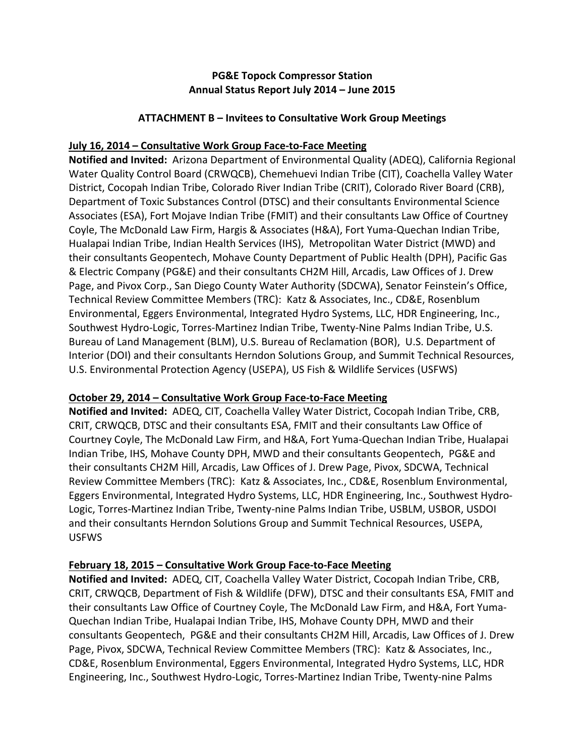**PG&E Topock Compressor Station**
**Annual Status Report July 2014 – June 2015**

**ATTACHMENT B – Invitees to Consultative Work Group Meetings**

**July 16, 2014 – Consultative Work Group Face-to-Face Meeting**

**Notified and Invited:** Arizona Department of Environmental Quality (ADEQ), California Regional Water Quality Control Board (CRWQCB), Chemehuevi Indian Tribe (CIT), Coachella Valley Water District, Cocopah Indian Tribe, Colorado River Indian Tribe (CRIT), Colorado River Board (CRB), Department of Toxic Substances Control (DTSC) and their consultants Environmental Science Associates (ESA), Fort Mojave Indian Tribe (FMIT) and their consultants Law Office of Courtney Coyle, The McDonald Law Firm, Hargis & Associates (H&A), Fort Yuma-Quechan Indian Tribe, Hualapai Indian Tribe, Indian Health Services (IHS), Metropolitan Water District (MWD) and their consultants Geopentech, Mohave County Department of Public Health (DPH), Pacific Gas & Electric Company (PG&E) and their consultants CH2M Hill, Arcadis, Law Offices of J. Drew Page, and Pivox Corp., San Diego County Water Authority (SDCWA), Senator Feinstein's Office, Technical Review Committee Members (TRC): Katz & Associates, Inc., CD&E, Rosenblum Environmental, Eggers Environmental, Integrated Hydro Systems, LLC, HDR Engineering, Inc., Southwest Hydro-Logic, Torres-Martinez Indian Tribe, Twenty-Nine Palms Indian Tribe, U.S. Bureau of Land Management (BLM), U.S. Bureau of Reclamation (BOR), U.S. Department of Interior (DOI) and their consultants Herndon Solutions Group, and Summit Technical Resources, U.S. Environmental Protection Agency (USEPA), US Fish & Wildlife Services (USFWS)

**October 29, 2014 – Consultative Work Group Face-to-Face Meeting**

**Notified and Invited:** ADEQ, CIT, Coachella Valley Water District, Cocopah Indian Tribe, CRB, CRIT, CRWQCB, DTSC and their consultants ESA, FMIT and their consultants Law Office of Courtney Coyle, The McDonald Law Firm, and H&A, Fort Yuma-Quechan Indian Tribe, Hualapai Indian Tribe, IHS, Mohave County DPH, MWD and their consultants Geopentech, PG&E and their consultants CH2M Hill, Arcadis, Law Offices of J. Drew Page, Pivox, SDCWA, Technical Review Committee Members (TRC): Katz & Associates, Inc., CD&E, Rosenblum Environmental, Eggers Environmental, Integrated Hydro Systems, LLC, HDR Engineering, Inc., Southwest Hydro-Logic, Torres-Martinez Indian Tribe, Twenty-nine Palms Indian Tribe, USBLM, USBOR, USDOI and their consultants Herndon Solutions Group and Summit Technical Resources, USEPA, USFWS

**February 18, 2015 – Consultative Work Group Face-to-Face Meeting**

**Notified and Invited:** ADEQ, CIT, Coachella Valley Water District, Cocopah Indian Tribe, CRB, CRIT, CRWQCB, Department of Fish & Wildlife (DFW), DTSC and their consultants ESA, FMIT and their consultants Law Office of Courtney Coyle, The McDonald Law Firm, and H&A, Fort Yuma-Quechan Indian Tribe, Hualapai Indian Tribe, IHS, Mohave County DPH, MWD and their consultants Geopentech, PG&E and their consultants CH2M Hill, Arcadis, Law Offices of J. Drew Page, Pivox, SDCWA, Technical Review Committee Members (TRC): Katz & Associates, Inc., CD&E, Rosenblum Environmental, Eggers Environmental, Integrated Hydro Systems, LLC, HDR Engineering, Inc., Southwest Hydro-Logic, Torres-Martinez Indian Tribe, Twenty-nine Palms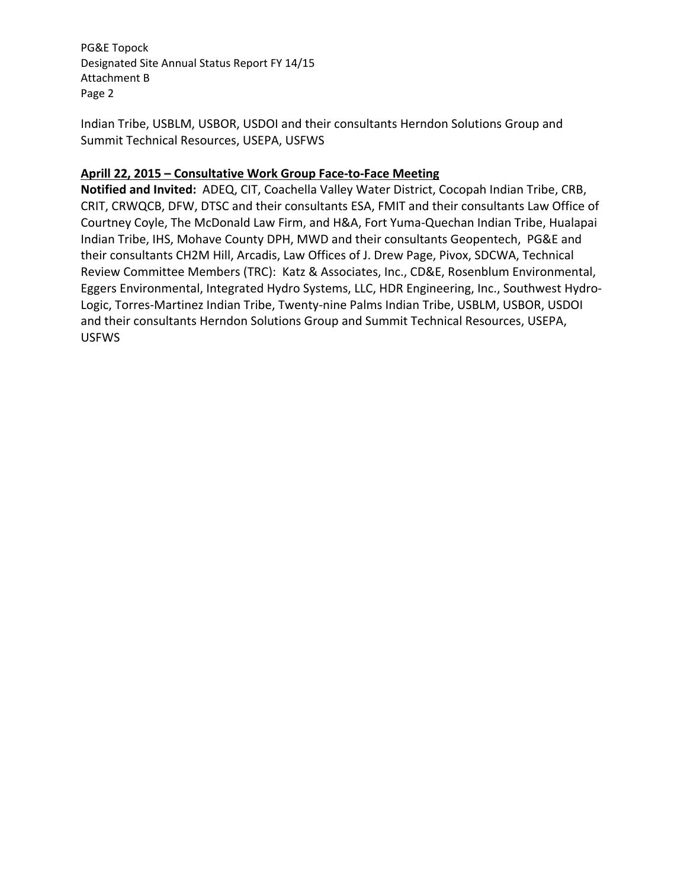Indian Tribe, USBLM, USBOR, USDOI and their consultants Herndon Solutions Group and Summit Technical Resources, USEPA, USFWS

**Aprill 22, 2015 – Consultative Work Group Face-to-Face Meeting**

**Notified and Invited:** ADEQ, CIT, Coachella Valley Water District, Cocopah Indian Tribe, CRB, CRIT, CRWQCB, DFW, DTSC and their consultants ESA, FMIT and their consultants Law Office of Courtney Coyle, The McDonald Law Firm, and H&A, Fort Yuma-Quechan Indian Tribe, Hualapai Indian Tribe, IHS, Mohave County DPH, MWD and their consultants Geopentech, PG&E and their consultants CH2M Hill, Arcadis, Law Offices of J. Drew Page, Pivox, SDCWA, Technical Review Committee Members (TRC): Katz & Associates, Inc., CD&E, Rosenblum Environmental, Eggers Environmental, Integrated Hydro Systems, LLC, HDR Engineering, Inc., Southwest Hydro-Logic, Torres-Martinez Indian Tribe, Twenty-nine Palms Indian Tribe, USBLM, USBOR, USDOI and their consultants Herndon Solutions Group and Summit Technical Resources, USEPA, USFWS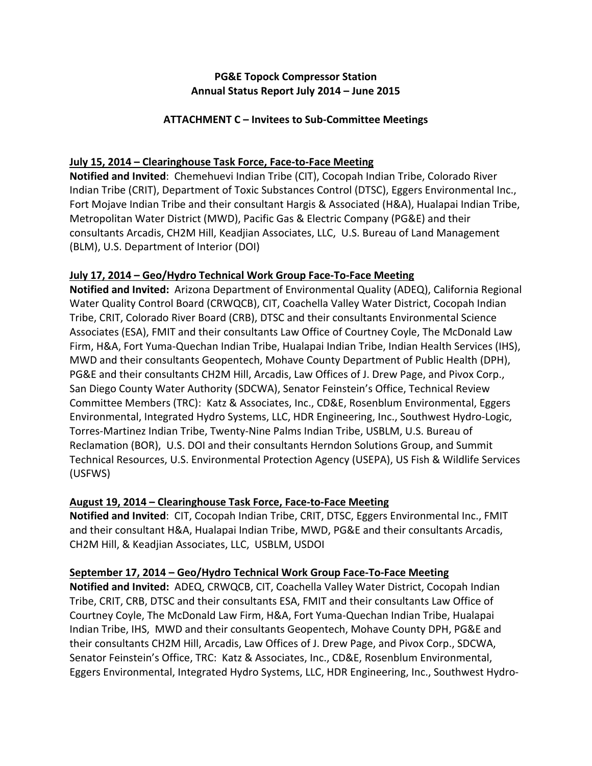**PG&E Topock Compressor Station**
**Annual Status Report July 2014 – June 2015**

**ATTACHMENT C – Invitees to Sub-Committee Meetings**

**July 15, 2014 – Clearinghouse Task Force, Face-to-Face Meeting**

**Notified and Invited**: Chemehuevi Indian Tribe (CIT), Cocopah Indian Tribe, Colorado River Indian Tribe (CRIT), Department of Toxic Substances Control (DTSC), Eggers Environmental Inc., Fort Mojave Indian Tribe and their consultant Hargis & Associated (H&A), Hualapai Indian Tribe, Metropolitan Water District (MWD), Pacific Gas & Electric Company (PG&E) and their consultants Arcadis, CH2M Hill, Keadjian Associates, LLC, U.S. Bureau of Land Management (BLM), U.S. Department of Interior (DOI)

**July 17, 2014 – Geo/Hydro Technical Work Group Face-To-Face Meeting**

**Notified and Invited:** Arizona Department of Environmental Quality (ADEQ), California Regional Water Quality Control Board (CRWQCB), CIT, Coachella Valley Water District, Cocopah Indian Tribe, CRIT, Colorado River Board (CRB), DTSC and their consultants Environmental Science Associates (ESA), FMIT and their consultants Law Office of Courtney Coyle, The McDonald Law Firm, H&A, Fort Yuma-Quechan Indian Tribe, Hualapai Indian Tribe, Indian Health Services (IHS), MWD and their consultants Geopentech, Mohave County Department of Public Health (DPH), PG&E and their consultants CH2M Hill, Arcadis, Law Offices of J. Drew Page, and Pivox Corp., San Diego County Water Authority (SDCWA), Senator Feinstein's Office, Technical Review Committee Members (TRC): Katz & Associates, Inc., CD&E, Rosenblum Environmental, Eggers Environmental, Integrated Hydro Systems, LLC, HDR Engineering, Inc., Southwest Hydro-Logic, Torres-Martinez Indian Tribe, Twenty-Nine Palms Indian Tribe, USBLM, U.S. Bureau of Reclamation (BOR), U.S. DOI and their consultants Herndon Solutions Group, and Summit Technical Resources, U.S. Environmental Protection Agency (USEPA), US Fish & Wildlife Services (USFWS)

**August 19, 2014 – Clearinghouse Task Force, Face-to-Face Meeting**

**Notified and Invited**: CIT, Cocopah Indian Tribe, CRIT, DTSC, Eggers Environmental Inc., FMIT and their consultant H&A, Hualapai Indian Tribe, MWD, PG&E and their consultants Arcadis, CH2M Hill, & Keadjian Associates, LLC, USBLM, USDOI

**September 17, 2014 – Geo/Hydro Technical Work Group Face-To-Face Meeting**

**Notified and Invited:** ADEQ, CRWQCB, CIT, Coachella Valley Water District, Cocopah Indian Tribe, CRIT, CRB, DTSC and their consultants ESA, FMIT and their consultants Law Office of Courtney Coyle, The McDonald Law Firm, H&A, Fort Yuma-Quechan Indian Tribe, Hualapai Indian Tribe, IHS, MWD and their consultants Geopentech, Mohave County DPH, PG&E and their consultants CH2M Hill, Arcadis, Law Offices of J. Drew Page, and Pivox Corp., SDCWA, Senator Feinstein's Office, TRC: Katz & Associates, Inc., CD&E, Rosenblum Environmental, Eggers Environmental, Integrated Hydro Systems, LLC, HDR Engineering, Inc., Southwest Hydro-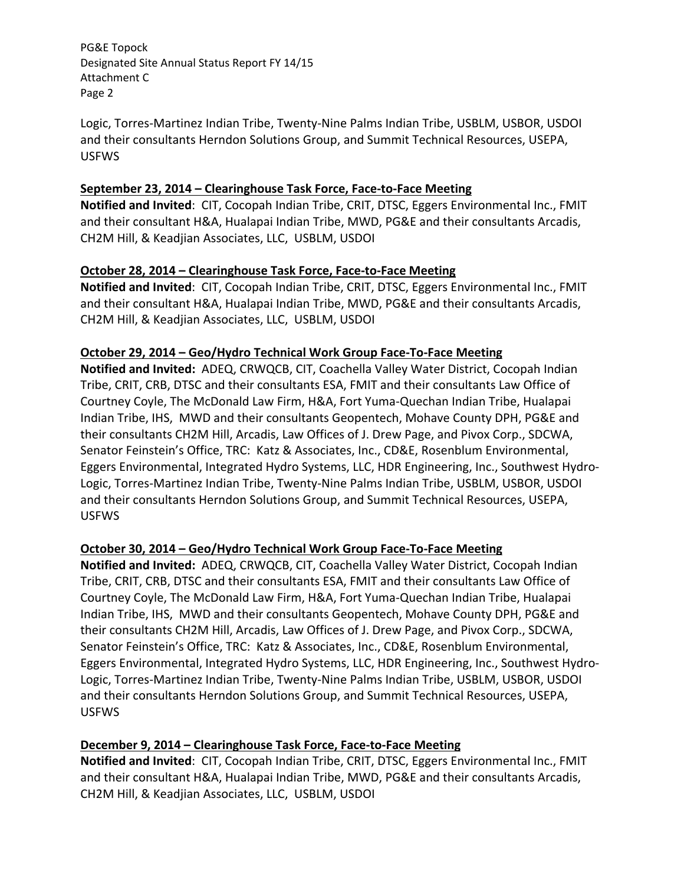Logic, Torres-Martinez Indian Tribe, Twenty-Nine Palms Indian Tribe, USBLM, USBOR, USDOI and their consultants Herndon Solutions Group, and Summit Technical Resources, USEPA, USFWS

**September 23, 2014 – Clearinghouse Task Force, Face-to-Face Meeting**

**Notified and Invited**: CIT, Cocopah Indian Tribe, CRIT, DTSC, Eggers Environmental Inc., FMIT and their consultant H&A, Hualapai Indian Tribe, MWD, PG&E and their consultants Arcadis, CH2M Hill, & Keadjian Associates, LLC, USBLM, USDOI

**October 28, 2014 – Clearinghouse Task Force, Face-to-Face Meeting**

**Notified and Invited**: CIT, Cocopah Indian Tribe, CRIT, DTSC, Eggers Environmental Inc., FMIT and their consultant H&A, Hualapai Indian Tribe, MWD, PG&E and their consultants Arcadis, CH2M Hill, & Keadjian Associates, LLC, USBLM, USDOI

**October 29, 2014 – Geo/Hydro Technical Work Group Face-To-Face Meeting**

**Notified and Invited:** ADEQ, CRWQCB, CIT, Coachella Valley Water District, Cocopah Indian Tribe, CRIT, CRB, DTSC and their consultants ESA, FMIT and their consultants Law Office of Courtney Coyle, The McDonald Law Firm, H&A, Fort Yuma-Quechan Indian Tribe, Hualapai Indian Tribe, IHS, MWD and their consultants Geopentech, Mohave County DPH, PG&E and their consultants CH2M Hill, Arcadis, Law Offices of J. Drew Page, and Pivox Corp., SDCWA, Senator Feinstein's Office, TRC: Katz & Associates, Inc., CD&E, Rosenblum Environmental, Eggers Environmental, Integrated Hydro Systems, LLC, HDR Engineering, Inc., Southwest Hydro-Logic, Torres-Martinez Indian Tribe, Twenty-Nine Palms Indian Tribe, USBLM, USBOR, USDOI and their consultants Herndon Solutions Group, and Summit Technical Resources, USEPA, USFWS

**October 30, 2014 – Geo/Hydro Technical Work Group Face-To-Face Meeting**

**Notified and Invited:** ADEQ, CRWQCB, CIT, Coachella Valley Water District, Cocopah Indian Tribe, CRIT, CRB, DTSC and their consultants ESA, FMIT and their consultants Law Office of Courtney Coyle, The McDonald Law Firm, H&A, Fort Yuma-Quechan Indian Tribe, Hualapai Indian Tribe, IHS, MWD and their consultants Geopentech, Mohave County DPH, PG&E and their consultants CH2M Hill, Arcadis, Law Offices of J. Drew Page, and Pivox Corp., SDCWA, Senator Feinstein's Office, TRC: Katz & Associates, Inc., CD&E, Rosenblum Environmental, Eggers Environmental, Integrated Hydro Systems, LLC, HDR Engineering, Inc., Southwest Hydro-Logic, Torres-Martinez Indian Tribe, Twenty-Nine Palms Indian Tribe, USBLM, USBOR, USDOI and their consultants Herndon Solutions Group, and Summit Technical Resources, USEPA, USFWS

**December 9, 2014 – Clearinghouse Task Force, Face-to-Face Meeting**

**Notified and Invited**: CIT, Cocopah Indian Tribe, CRIT, DTSC, Eggers Environmental Inc., FMIT and their consultant H&A, Hualapai Indian Tribe, MWD, PG&E and their consultants Arcadis, CH2M Hill, & Keadjian Associates, LLC, USBLM, USDOI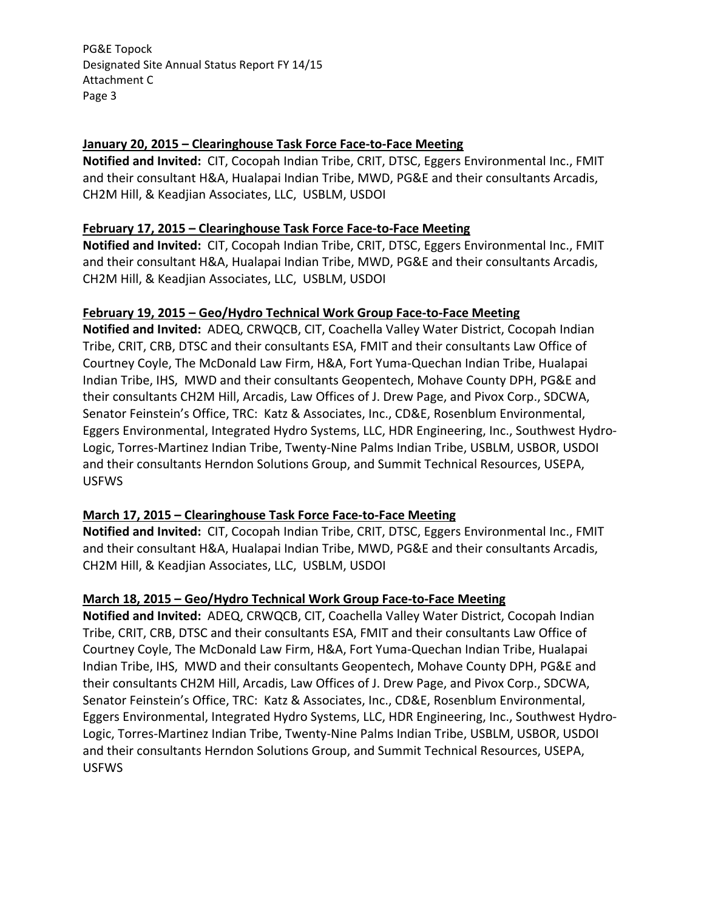**January 20, 2015 – Clearinghouse Task Force Face-to-Face Meeting**

**Notified and Invited:** CIT, Cocopah Indian Tribe, CRIT, DTSC, Eggers Environmental Inc., FMIT and their consultant H&A, Hualapai Indian Tribe, MWD, PG&E and their consultants Arcadis, CH2M Hill, & Keadjian Associates, LLC, USBLM, USDOI

**February 17, 2015 – Clearinghouse Task Force Face-to-Face Meeting**

**Notified and Invited:** CIT, Cocopah Indian Tribe, CRIT, DTSC, Eggers Environmental Inc., FMIT and their consultant H&A, Hualapai Indian Tribe, MWD, PG&E and their consultants Arcadis, CH2M Hill, & Keadjian Associates, LLC, USBLM, USDOI

**February 19, 2015 – Geo/Hydro Technical Work Group Face-to-Face Meeting**

**Notified and Invited:** ADEQ, CRWQCB, CIT, Coachella Valley Water District, Cocopah Indian Tribe, CRIT, CRB, DTSC and their consultants ESA, FMIT and their consultants Law Office of Courtney Coyle, The McDonald Law Firm, H&A, Fort Yuma-Quechan Indian Tribe, Hualapai Indian Tribe, IHS, MWD and their consultants Geopentech, Mohave County DPH, PG&E and their consultants CH2M Hill, Arcadis, Law Offices of J. Drew Page, and Pivox Corp., SDCWA, Senator Feinstein's Office, TRC: Katz & Associates, Inc., CD&E, Rosenblum Environmental, Eggers Environmental, Integrated Hydro Systems, LLC, HDR Engineering, Inc., Southwest Hydro-Logic, Torres-Martinez Indian Tribe, Twenty-Nine Palms Indian Tribe, USBLM, USBOR, USDOI and their consultants Herndon Solutions Group, and Summit Technical Resources, USEPA, USFWS

**March 17, 2015 – Clearinghouse Task Force Face-to-Face Meeting**

**Notified and Invited:** CIT, Cocopah Indian Tribe, CRIT, DTSC, Eggers Environmental Inc., FMIT and their consultant H&A, Hualapai Indian Tribe, MWD, PG&E and their consultants Arcadis, CH2M Hill, & Keadjian Associates, LLC, USBLM, USDOI

**March 18, 2015 – Geo/Hydro Technical Work Group Face-to-Face Meeting**

**Notified and Invited:** ADEQ, CRWQCB, CIT, Coachella Valley Water District, Cocopah Indian Tribe, CRIT, CRB, DTSC and their consultants ESA, FMIT and their consultants Law Office of Courtney Coyle, The McDonald Law Firm, H&A, Fort Yuma-Quechan Indian Tribe, Hualapai Indian Tribe, IHS, MWD and their consultants Geopentech, Mohave County DPH, PG&E and their consultants CH2M Hill, Arcadis, Law Offices of J. Drew Page, and Pivox Corp., SDCWA, Senator Feinstein's Office, TRC: Katz & Associates, Inc., CD&E, Rosenblum Environmental, Eggers Environmental, Integrated Hydro Systems, LLC, HDR Engineering, Inc., Southwest Hydro-Logic, Torres-Martinez Indian Tribe, Twenty-Nine Palms Indian Tribe, USBLM, USBOR, USDOI and their consultants Herndon Solutions Group, and Summit Technical Resources, USEPA, USFWS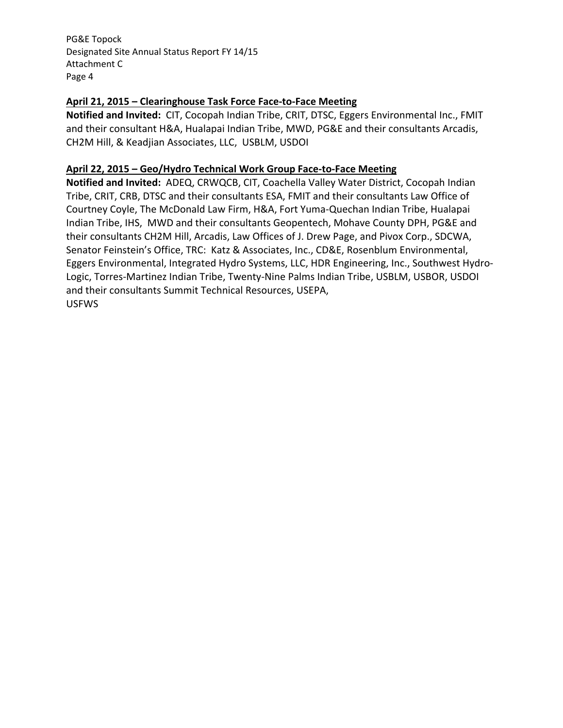**April 21, 2015 – Clearinghouse Task Force Face-to-Face Meeting**

**Notified and Invited:** CIT, Cocopah Indian Tribe, CRIT, DTSC, Eggers Environmental Inc., FMIT and their consultant H&A, Hualapai Indian Tribe, MWD, PG&E and their consultants Arcadis, CH2M Hill, & Keadjian Associates, LLC, USBLM, USDOI

**April 22, 2015 – Geo/Hydro Technical Work Group Face-to-Face Meeting**

**Notified and Invited:** ADEQ, CRWQCB, CIT, Coachella Valley Water District, Cocopah Indian Tribe, CRIT, CRB, DTSC and their consultants ESA, FMIT and their consultants Law Office of Courtney Coyle, The McDonald Law Firm, H&A, Fort Yuma-Quechan Indian Tribe, Hualapai Indian Tribe, IHS, MWD and their consultants Geopentech, Mohave County DPH, PG&E and their consultants CH2M Hill, Arcadis, Law Offices of J. Drew Page, and Pivox Corp., SDCWA, Senator Feinstein's Office, TRC: Katz & Associates, Inc., CD&E, Rosenblum Environmental, Eggers Environmental, Integrated Hydro Systems, LLC, HDR Engineering, Inc., Southwest Hydro-Logic, Torres-Martinez Indian Tribe, Twenty-Nine Palms Indian Tribe, USBLM, USBOR, USDOI and their consultants Summit Technical Resources, USEPA, USFWS